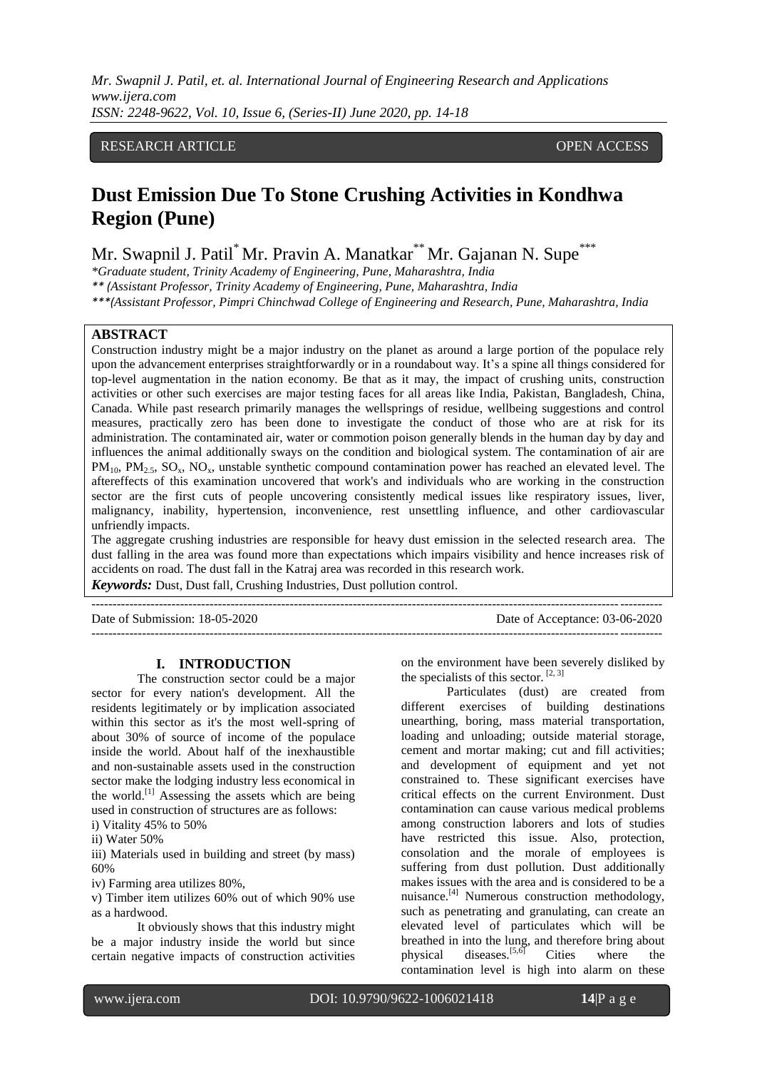RESEARCH ARTICLE OPEN ACCESS

# Dust Emission Due To Stone Crushing Activities in Kondhwa Region (Pune)

Mr. Swapnil J. Patil* Mr. Pravin A. Manatkar** Mr. Gajanan N. Supe***

*Graduate student, Trinity Academy of Engineering, Pune, Maharashtra, India

** (Assistant Professor, Trinity Academy of Engineering, Pune, Maharashtra, India

***(Assistant Professor, Pimpri Chinchwad College of Engineering and Research, Pune, Maharashtra, India

## ABSTRACT

Construction industry might be a major industry on the planet as around a large portion of the populace rely upon the advancement enterprises straightforwardly or in a roundabout way. It's a spine all things considered for top-level augmentation in the nation economy. Be that as it may, the impact of crushing units, construction activities or other such exercises are major testing faces for all areas like India, Pakistan, Bangladesh, China, Canada. While past research primarily manages the wellsprings of residue, wellbeing suggestions and control measures, practically zero has been done to investigate the conduct of those who are at risk for its administration. The contaminated air, water or commotion poison generally blends in the human day by day and influences the animal additionally sways on the condition and biological system. The contamination of air are $PM_{10}$, $PM_{2.5}$, $SO_x$, $NO_x$, unstable synthetic compound contamination power has reached an elevated level. The aftereffects of this examination uncovered that work's and individuals who are working in the construction sector are the first cuts of people uncovering consistently medical issues like respiratory issues, liver, malignancy, inability, hypertension, inconvenience, rest unsettling influence, and other cardiovascular unfriendly impacts.

The aggregate crushing industries are responsible for heavy dust emission in the selected research area. The dust falling in the area was found more than expectations which impairs visibility and hence increases risk of accidents on road. The dust fall in the Katraj area was recorded in this research work.

***Keywords:*** Dust, Dust fall, Crushing Industries, Dust pollution control.

Date of Submission: 18-05-2020 Date of Acceptance: 03-06-2020

## I. INTRODUCTION

The construction sector could be a major sector for every nation's development. All the residents legitimately or by implication associated within this sector as it's the most well-spring of about 30% of source of income of the populace inside the world. About half of the inexhaustible and non-sustainable assets used in the construction sector make the lodging industry less economical in the world.[1] Assessing the assets which are being used in construction of structures are as follows:

i) Vitality 45% to 50%

ii) Water 50%

iii) Materials used in building and street (by mass) 60%

iv) Farming area utilizes 80%,

v) Timber item utilizes 60% out of which 90% use as a hardwood.

It obviously shows that this industry might be a major industry inside the world but since certain negative impacts of construction activities on the environment have been severely disliked by the specialists of this sector. [2, 3]

Particulates (dust) are created from different exercises of building destinations unearthing, boring, mass material transportation, loading and unloading; outside material storage, cement and mortar making; cut and fill activities; and development of equipment and yet not constrained to. These significant exercises have critical effects on the current Environment. Dust contamination can cause various medical problems among construction laborers and lots of studies have restricted this issue. Also, protection, consolation and the morale of employees is suffering from dust pollution. Dust additionally makes issues with the area and is considered to be a nuisance.[4] Numerous construction methodology, such as penetrating and granulating, can create an elevated level of particulates which will be breathed in into the lung, and therefore bring about physical diseases.[5,6] Cities where the contamination level is high into alarm on these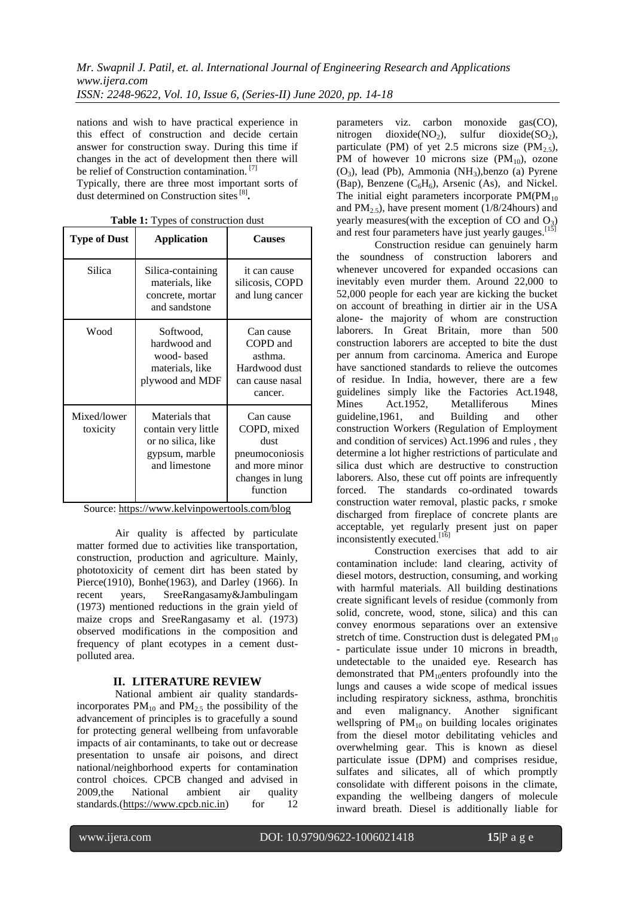nations and wish to have practical experience in this effect of construction and decide certain answer for construction sway. During this time if changes in the act of development then there will be relief of Construction contamination. [7]

Typically, there are three most important sorts of dust determined on Construction sites [8].

**Table 1:** Types of construction dust

| Type of Dust | Application | Causes |
|---|---|---|
| Silica | Silica-containing materials, like concrete, mortar and sandstone | it can cause silicosis, COPD and lung cancer |
| Wood | Softwood, hardwood and wood- based materials, like plywood and MDF | Can cause COPD and asthma. Hardwood dust can cause nasal cancer. |
| Mixed/lower toxicity | Materials that contain very little or no silica, like gypsum, marble and limestone | Can cause COPD, mixed dust pneumoconiosis and more minor changes in lung function |

Source: https://www.kelvinpowertools.com/blog

Air quality is affected by particulate matter formed due to activities like transportation, construction, production and agriculture. Mainly, phototoxicity of cement dirt has been stated by Pierce(1910), Bonhe(1963), and Darley (1966). In recent years, SreeRangasamy&Jambulingam (1973) mentioned reductions in the grain yield of maize crops and SreeRangasamy et al. (1973) observed modifications in the composition and frequency of plant ecotypes in a cement dust-polluted area.

## II. LITERATURE REVIEW

National ambient air quality standards-incorporates $PM_{10}$ and $PM_{2.5}$ the possibility of the advancement of principles is to gracefully a sound for protecting general wellbeing from unfavorable impacts of air contaminants, to take out or decrease presentation to unsafe air poisons, and direct national/neighborhood experts for contamination control choices. CPCB changed and advised in 2009,the National ambient air quality standards.(https://www.cpcb.nic.in) for 12 parameters viz. carbon monoxide gas(CO), nitrogen dioxide($NO_2$), sulfur dioxide($SO_2$), particulate (PM) of yet 2.5 microns size ($PM_{2.5}$), PM of however 10 microns size ($PM_{10}$), ozone ($O_3$), lead (Pb), Ammonia ($NH_3$),benzo (a) Pyrene (Bap), Benzene ($C_6H_6$), Arsenic (As), and Nickel. The initial eight parameters incorporate PM($PM_{10}$ and $PM_{2.5}$), have present moment (1/8/24hours) and yearly measures(with the exception of CO and $O_3$) and rest four parameters have just yearly gauges.[15]

Construction residue can genuinely harm the soundness of construction laborers and whenever uncovered for expanded occasions can inevitably even murder them. Around 22,000 to 52,000 people for each year are kicking the bucket on account of breathing in dirtier air in the USA alone- the majority of whom are construction laborers. In Great Britain, more than 500 construction laborers are accepted to bite the dust per annum from carcinoma. America and Europe have sanctioned standards to relieve the outcomes of residue. In India, however, there are a few guidelines simply like the Factories Act.1948, Mines Act.1952, Metalliferous Mines guideline,1961, and Building and other construction Workers (Regulation of Employment and condition of services) Act.1996 and rules , they determine a lot higher restrictions of particulate and silica dust which are destructive to construction laborers. Also, these cut off points are infrequently forced. The standards co-ordinated towards construction water removal, plastic packs, r smoke discharged from fireplace of concrete plants are acceptable, yet regularly present just on paper inconsistently executed.[16]

Construction exercises that add to air contamination include: land clearing, activity of diesel motors, destruction, consuming, and working with harmful materials. All building destinations create significant levels of residue (commonly from solid, concrete, wood, stone, silica) and this can convey enormous separations over an extensive stretch of time. Construction dust is delegated $PM_{10}$ - particulate issue under 10 microns in breadth, undetectable to the unaided eye. Research has demonstrated that $PM_{10}$enters profoundly into the lungs and causes a wide scope of medical issues including respiratory sickness, asthma, bronchitis and even malignancy. Another significant wellspring of $PM_{10}$ on building locales originates from the diesel motor debilitating vehicles and overwhelming gear. This is known as diesel particulate issue (DPM) and comprises residue, sulfates and silicates, all of which promptly consolidate with different poisons in the climate, expanding the wellbeing dangers of molecule inward breath. Diesel is additionally liable for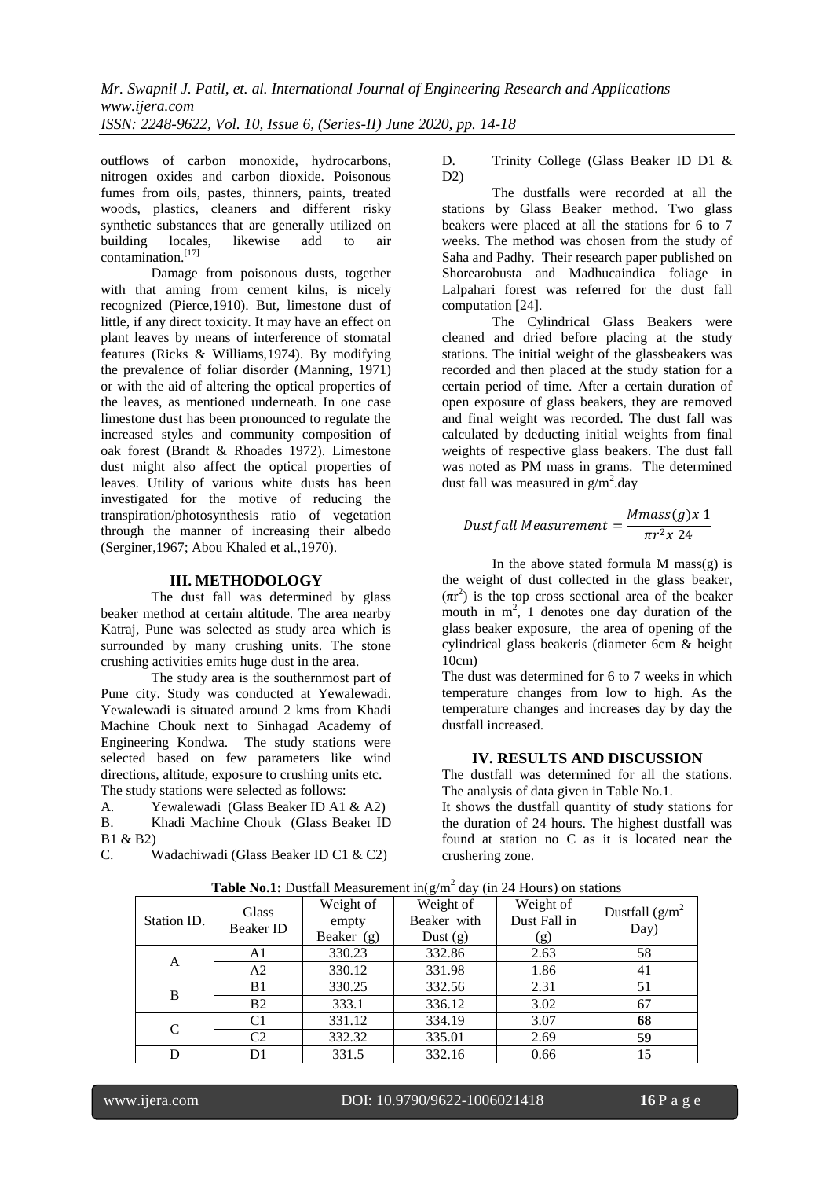outflows of carbon monoxide, hydrocarbons, nitrogen oxides and carbon dioxide. Poisonous fumes from oils, pastes, thinners, paints, treated woods, plastics, cleaners and different risky synthetic substances that are generally utilized on building locales, likewise add to air contamination.[17]

Damage from poisonous dusts, together with that aming from cement kilns, is nicely recognized (Pierce,1910). But, limestone dust of little, if any direct toxicity. It may have an effect on plant leaves by means of interference of stomatal features (Ricks & Williams,1974). By modifying the prevalence of foliar disorder (Manning, 1971) or with the aid of altering the optical properties of the leaves, as mentioned underneath. In one case limestone dust has been pronounced to regulate the increased styles and community composition of oak forest (Brandt & Rhoades 1972). Limestone dust might also affect the optical properties of leaves. Utility of various white dusts has been investigated for the motive of reducing the transpiration/photosynthesis ratio of vegetation through the manner of increasing their albedo (Serginer,1967; Abou Khaled et al.,1970).

## III. METHODOLOGY

The dust fall was determined by glass beaker method at certain altitude. The area nearby Katraj, Pune was selected as study area which is surrounded by many crushing units. The stone crushing activities emits huge dust in the area.

The study area is the southernmost part of Pune city. Study was conducted at Yewalewadi. Yewalewadi is situated around 2 kms from Khadi Machine Chouk next to Sinhagad Academy of Engineering Kondwa. The study stations were selected based on few parameters like wind directions, altitude, exposure to crushing units etc. The study stations were selected as follows:

A. Yewalewadi (Glass Beaker ID A1 & A2)
B. Khadi Machine Chouk (Glass Beaker ID B1 & B2)
C. Wadachiwadi (Glass Beaker ID C1 & C2)
D. Trinity College (Glass Beaker ID D1 & D2)

The dustfalls were recorded at all the stations by Glass Beaker method. Two glass beakers were placed at all the stations for 6 to 7 weeks. The method was chosen from the study of Saha and Padhy. Their research paper published on Shorearobusta and Madhucaindica foliage in Lalpahari forest was referred for the dust fall computation [24].

The Cylindrical Glass Beakers were cleaned and dried before placing at the study stations. The initial weight of the glassbeakers was recorded and then placed at the study station for a certain period of time. After a certain duration of open exposure of glass beakers, they are removed and final weight was recorded. The dust fall was calculated by deducting initial weights from final weights of respective glass beakers. The dust fall was noted as PM mass in grams. The determined dust fall was measured in $g/m^2$.day

$$Dustfall\ Measurement = \frac{Mmass(g)x\ 1}{\pi r^2 x\ 24}$$

In the above stated formula M mass(g) is the weight of dust collected in the glass beaker, ($\pi r^2$) is the top cross sectional area of the beaker mouth in $m^2$, 1 denotes one day duration of the glass beaker exposure, the area of opening of the cylindrical glass beakeris (diameter 6cm & height 10cm)

The dust was determined for 6 to 7 weeks in which temperature changes from low to high. As the temperature changes and increases day by day the dustfall increased.

## IV. RESULTS AND DISCUSSION

The dustfall was determined for all the stations. The analysis of data given in Table No.1.

It shows the dustfall quantity of study stations for the duration of 24 hours. The highest dustfall was found at station no C as it is located near the crushering zone.

**Table No.1:** Dustfall Measurement in($g/m^2$ day (in 24 Hours) on stations

| Station ID. | Glass Beaker ID | Weight of empty Beaker (g) | Weight of Beaker with Dust (g) | Weight of Dust Fall in (g) | Dustfall ($g/m^2$ Day) |
|---|---|---|---|---|---|
| A | A1 | 330.23 | 332.86 | 2.63 | 58 |
| | A2 | 330.12 | 331.98 | 1.86 | 41 |
| B | B1 | 330.25 | 332.56 | 2.31 | 51 |
| | B2 | 333.1 | 336.12 | 3.02 | 67 |
| C | C1 | 331.12 | 334.19 | 3.07 | **68** |
| | C2 | 332.32 | 335.01 | 2.69 | **59** |
| D | D1 | 331.5 | 332.16 | 0.66 | 15 |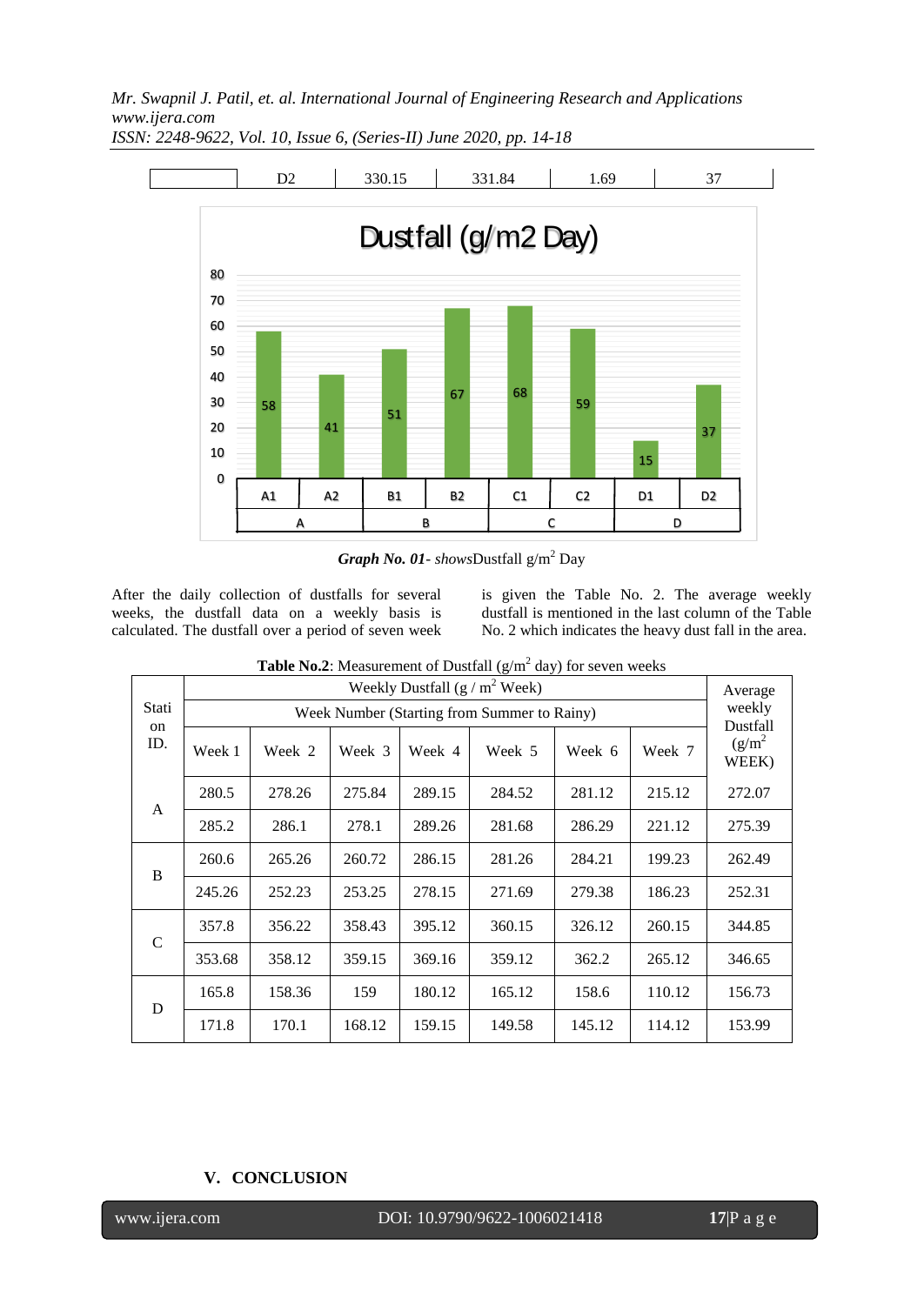| | D2 | 330.15 | 331.84 | 1.69 | 37 |
|---|---|---|---|---|---|

**Dustfall (g/m2 Day)**

| Station | A | | B | | C | | D | |
|---|---|---|---|---|---|---|---|---|
| Sub-station | A1 | A2 | B1 | B2 | C1 | C2 | D1 | D2 |
| Dustfall (g/m2 Day) | 58 | 41 | 51 | 67 | 68 | 59 | 15 | 37 |

***Graph No. 01**- shows*Dustfall g/m$^2$ Day

After the daily collection of dustfalls for several weeks, the dustfall data on a weekly basis is calculated. The dustfall over a period of seven week is given the Table No. 2. The average weekly dustfall is mentioned in the last column of the Table No. 2 which indicates the heavy dust fall in the area.

**Table No.2**: Measurement of Dustfall (g/m$^2$ day) for seven weeks

| Station ID. | Weekly Dustfall (g / m$^2$ Week) | | | | | | | Average weekly Dustfall (g/m$^2$ WEEK) |
|---|---|---|---|---|---|---|---|---|
| | Week Number (Starting from Summer to Rainy) | | | | | | | |
| | Week 1 | Week 2 | Week 3 | Week 4 | Week 5 | Week 6 | Week 7 | |
| A | 280.5 | 278.26 | 275.84 | 289.15 | 284.52 | 281.12 | 215.12 | 272.07 |
| | 285.2 | 286.1 | 278.1 | 289.26 | 281.68 | 286.29 | 221.12 | 275.39 |
| B | 260.6 | 265.26 | 260.72 | 286.15 | 281.26 | 284.21 | 199.23 | 262.49 |
| | 245.26 | 252.23 | 253.25 | 278.15 | 271.69 | 279.38 | 186.23 | 252.31 |
| C | 357.8 | 356.22 | 358.43 | 395.12 | 360.15 | 326.12 | 260.15 | 344.85 |
| | 353.68 | 358.12 | 359.15 | 369.16 | 359.12 | 362.2 | 265.12 | 346.65 |
| D | 165.8 | 158.36 | 159 | 180.12 | 165.12 | 158.6 | 110.12 | 156.73 |
| | 171.8 | 170.1 | 168.12 | 159.15 | 149.58 | 145.12 | 114.12 | 153.99 |

## V. CONCLUSION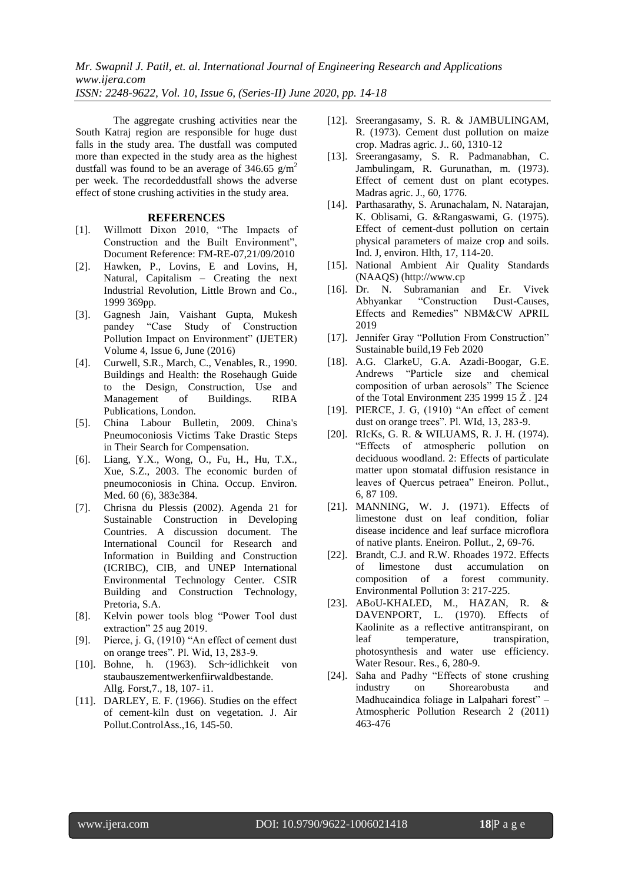The aggregate crushing activities near the South Katraj region are responsible for huge dust falls in the study area. The dustfall was computed more than expected in the study area as the highest dustfall was found to be an average of 346.65 $g/m^2$ per week. The recordeddustfall shows the adverse effect of stone crushing activities in the study area.

## REFERENCES

[1]. Willmott Dixon 2010, "The Impacts of Construction and the Built Environment", Document Reference: FM-RE-07,21/09/2010

[2]. Hawken, P., Lovins, E and Lovins, H, Natural, Capitalism – Creating the next Industrial Revolution, Little Brown and Co., 1999 369pp.

[3]. Gagnesh Jain, Vaishant Gupta, Mukesh pandey "Case Study of Construction Pollution Impact on Environment" (IJETER) Volume 4, Issue 6, June (2016)

[4]. Curwell, S.R., March, C., Venables, R., 1990. Buildings and Health: the Rosehaugh Guide to the Design, Construction, Use and Management of Buildings. RIBA Publications, London.

[5]. China Labour Bulletin, 2009. China's Pneumoconiosis Victims Take Drastic Steps in Their Search for Compensation.

[6]. Liang, Y.X., Wong, O., Fu, H., Hu, T.X., Xue, S.Z., 2003. The economic burden of pneumoconiosis in China. Occup. Environ. Med. 60 (6), 383e384.

[7]. Chrisna du Plessis (2002). Agenda 21 for Sustainable Construction in Developing Countries. A discussion document. The International Council for Research and Information in Building and Construction (ICRIBC), CIB, and UNEP International Environmental Technology Center. CSIR Building and Construction Technology, Pretoria, S.A.

[8]. Kelvin power tools blog "Power Tool dust extraction" 25 aug 2019.

[9]. Pierce, j. G, (1910) "An effect of cement dust on orange trees". Pl. Wid, 13, 283-9.

[10]. Bohne, h. (1963). Sch~idlichkeit von staubauszementwerkenfiirwaldbestande. Allg. Forst,7., 18, 107- i1.

[11]. DARLEY, E. F. (1966). Studies on the effect of cement-kiln dust on vegetation. J. Air Pollut.ControlAss.,16, 145-50.

[12]. Sreerangasamy, S. R. & JAMBULINGAM, R. (1973). Cement dust pollution on maize crop. Madras agric. J.. 60, 1310-12

[13]. Sreerangasamy, S. R. Padmanabhan, C. Jambulingam, R. Gurunathan, m. (1973). Effect of cement dust on plant ecotypes. Madras agric. J., 60, 1776.

[14]. Parthasarathy, S. Arunachalam, N. Natarajan, K. Oblisami, G. &Rangaswami, G. (1975). Effect of cement-dust pollution on certain physical parameters of maize crop and soils. Ind. J, environ. Hlth, 17, 114-20.

[15]. National Ambient Air Quality Standards (NAAQS) (http://www.cp

[16]. Dr. N. Subramanian and Er. Vivek Abhyankar "Construction Dust-Causes, Effects and Remedies" NBM&CW APRIL 2019

[17]. Jennifer Gray "Pollution From Construction" Sustainable build,19 Feb 2020

[18]. A.G. ClarkeU, G.A. Azadi-Boogar, G.E. Andrews "Particle size and chemical composition of urban aerosols" The Science of the Total Environment 235 1999 15 Ž . ]24

[19]. PIERCE, J. G, (1910) "An effect of cement dust on orange trees". Pl. WId, 13, 283-9.

[20]. RIcKs, G. R. & WILUAMS, R. J. H. (1974). "Effects of atmospheric pollution on deciduous woodland. 2: Effects of particulate matter upon stomatal diffusion resistance in leaves of Quercus petraea" Eneiron. Pollut., 6, 87 109.

[21]. MANNING, W. J. (1971). Effects of limestone dust on leaf condition, foliar disease incidence and leaf surface microflora of native plants. Eneiron. Pollut., 2, 69-76.

[22]. Brandt, C.J. and R.W. Rhoades 1972. Effects of limestone dust accumulation on composition of a forest community. Environmental Pollution 3: 217-225.

[23]. ABoU-KHALED, M., HAZAN, R. & DAVENPORT, L. (1970). Effects of Kaolinite as a reflective antitranspirant, on leaf temperature, transpiration, photosynthesis and water use efficiency. Water Resour. Res., 6, 280-9.

[24]. Saha and Padhy "Effects of stone crushing industry on Shorearobusta and Madhucaindica foliage in Lalpahari forest" – Atmospheric Pollution Research 2 (2011) 463-476